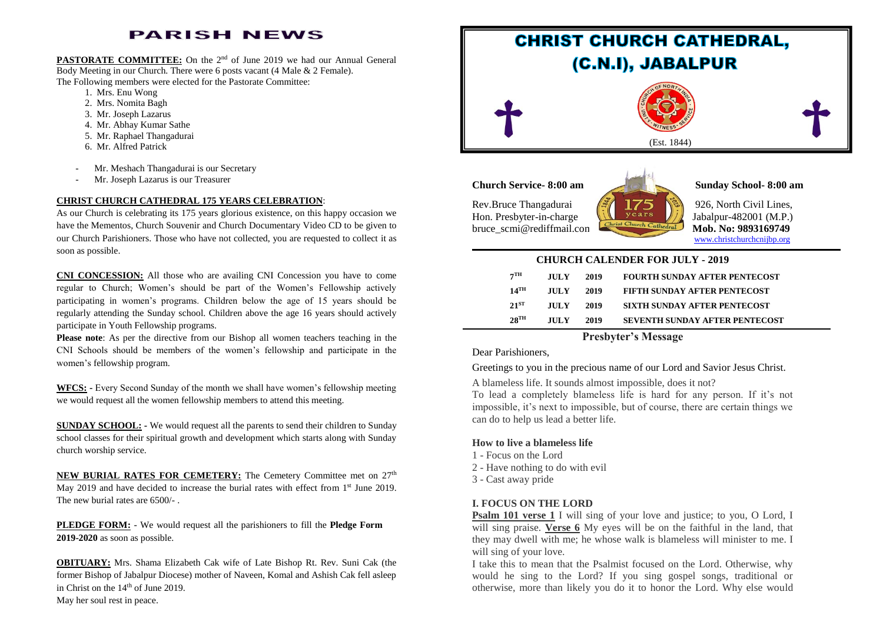# PARISH NEWS

**PASTORATE COMMITTEE:** On the 2nd of June 2019 we had our Annual General Body Meeting in our Church. There were 6 posts vacant (4 Male & 2 Female). The Following members were elected for the Pastorate Committee:

1. Mrs. Enu Wong
2. Mrs. Nomita Bagh
3. Mr. Joseph Lazarus
4. Mr. Abhay Kumar Sathe
5. Mr. Raphael Thangadurai
6. Mr. Alfred Patrick

- Mr. Meshach Thangadurai is our Secretary
- Mr. Joseph Lazarus is our Treasurer

**CHRIST CHURCH CATHEDRAL 175 YEARS CELEBRATION**:

As our Church is celebrating its 175 years glorious existence, on this happy occasion we have the Mementos, Church Souvenir and Church Documentary Video CD to be given to our Church Parishioners. Those who have not collected, you are requested to collect it as soon as possible.

**CNI CONCESSION:** All those who are availing CNI Concession you have to come regular to Church; Women's should be part of the Women's Fellowship actively participating in women's programs. Children below the age of 15 years should be regularly attending the Sunday school. Children above the age 16 years should actively participate in Youth Fellowship programs.

**Please note**: As per the directive from our Bishop all women teachers teaching in the CNI Schools should be members of the women's fellowship and participate in the women's fellowship program.

**WFCS:** - Every Second Sunday of the month we shall have women's fellowship meeting we would request all the women fellowship members to attend this meeting.

**SUNDAY SCHOOL:** - We would request all the parents to send their children to Sunday school classes for their spiritual growth and development which starts along with Sunday church worship service.

**NEW BURIAL RATES FOR CEMETERY:** The Cemetery Committee met on 27th May 2019 and have decided to increase the burial rates with effect from 1st June 2019. The new burial rates are 6500/- .

**PLEDGE FORM:** - We would request all the parishioners to fill the **Pledge Form 2019-2020** as soon as possible.

**OBITUARY:** Mrs. Shama Elizabeth Cak wife of Late Bishop Rt. Rev. Suni Cak (the former Bishop of Jabalpur Diocese) mother of Naveen, Komal and Ashish Cak fell asleep in Christ on the 14th of June 2019.
May her soul rest in peace.

# CHRIST CHURCH CATHEDRAL, (C.N.I), JABALPUR

(Est. 1844)

**Church Service- 8:00 am** | **Sunday School- 8:00 am**

Rev.Bruce Thangadurai
Hon. Presbyter-in-charge
bruce_scmi@rediffmail.con

926, North Civil Lines,
Jabalpur-482001 (M.P.)
**Mob. No: 9893169749**
www.christchurchcnijbp.org

## CHURCH CALENDER FOR JULY - 2019

| | | | |
|---|---|---|---|
| 7TH | JULY | 2019 | FOURTH SUNDAY AFTER PENTECOST |
| 14TH | JULY | 2019 | FIFTH SUNDAY AFTER PENTECOST |
| 21ST | JULY | 2019 | SIXTH SUNDAY AFTER PENTECOST |
| 28TH | JULY | 2019 | SEVENTH SUNDAY AFTER PENTECOST |

## Presbyter's Message

Dear Parishioners,

Greetings to you in the precious name of our Lord and Savior Jesus Christ.

A blameless life. It sounds almost impossible, does it not?
To lead a completely blameless life is hard for any person. If it's not impossible, it's next to impossible, but of course, there are certain things we can do to help us lead a better life.

### How to live a blameless life

1 - Focus on the Lord
2 - Have nothing to do with evil
3 - Cast away pride

### I. FOCUS ON THE LORD

**Psalm 101 verse 1** I will sing of your love and justice; to you, O Lord, I will sing praise. **Verse 6** My eyes will be on the faithful in the land, that they may dwell with me; he whose walk is blameless will minister to me. I will sing of your love.

I take this to mean that the Psalmist focused on the Lord. Otherwise, why would he sing to the Lord? If you sing gospel songs, traditional or otherwise, more than likely you do it to honor the Lord. Why else would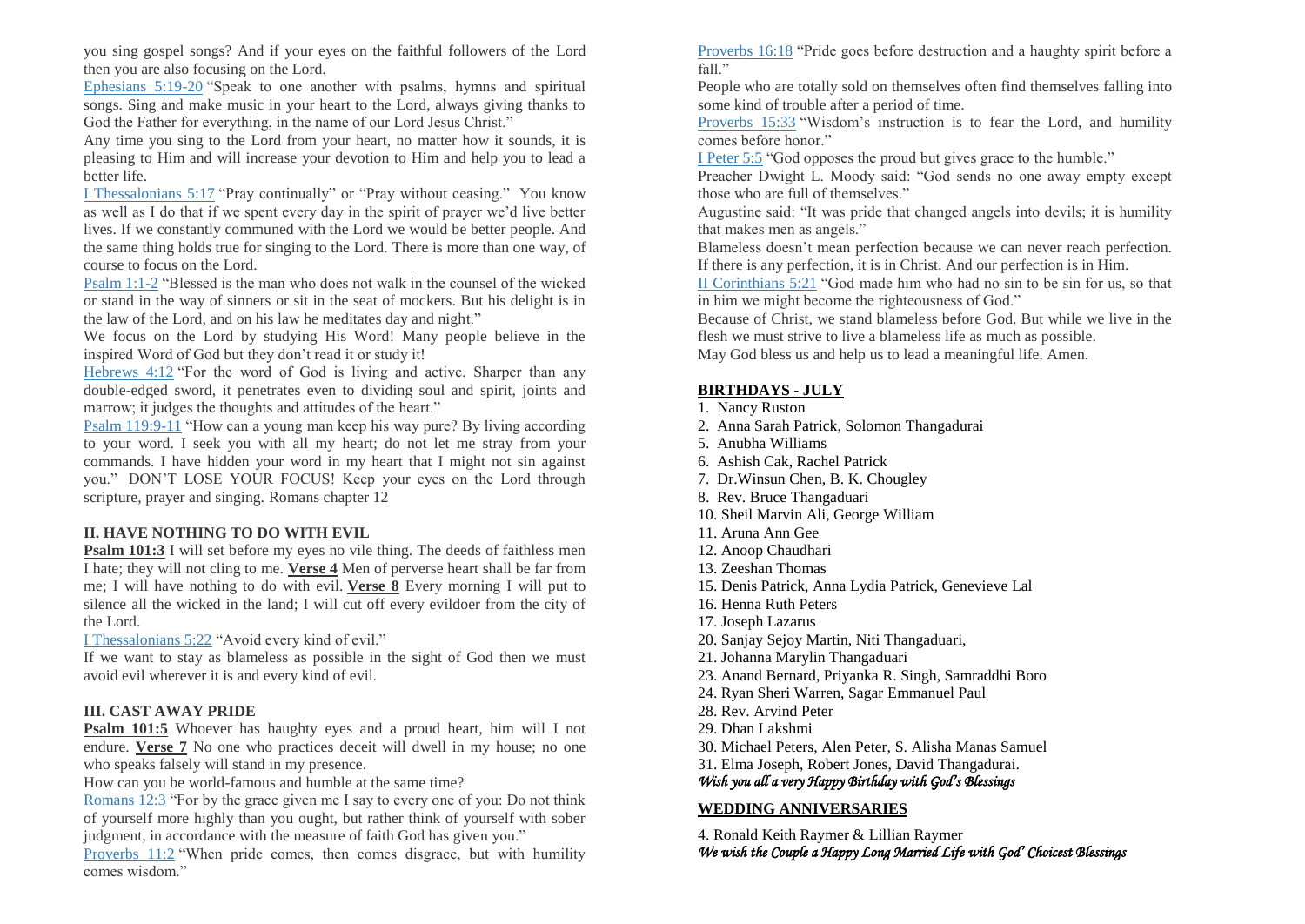you sing gospel songs? And if your eyes on the faithful followers of the Lord then you are also focusing on the Lord.

Ephesians 5:19-20 "Speak to one another with psalms, hymns and spiritual songs. Sing and make music in your heart to the Lord, always giving thanks to God the Father for everything, in the name of our Lord Jesus Christ."

Any time you sing to the Lord from your heart, no matter how it sounds, it is pleasing to Him and will increase your devotion to Him and help you to lead a better life.

I Thessalonians 5:17 "Pray continually" or "Pray without ceasing." You know as well as I do that if we spent every day in the spirit of prayer we'd live better lives. If we constantly communed with the Lord we would be better people. And the same thing holds true for singing to the Lord. There is more than one way, of course to focus on the Lord.

Psalm 1:1-2 "Blessed is the man who does not walk in the counsel of the wicked or stand in the way of sinners or sit in the seat of mockers. But his delight is in the law of the Lord, and on his law he meditates day and night."

We focus on the Lord by studying His Word! Many people believe in the inspired Word of God but they don't read it or study it!

Hebrews 4:12 "For the word of God is living and active. Sharper than any double-edged sword, it penetrates even to dividing soul and spirit, joints and marrow; it judges the thoughts and attitudes of the heart."

Psalm 119:9-11 "How can a young man keep his way pure? By living according to your word. I seek you with all my heart; do not let me stray from your commands. I have hidden your word in my heart that I might not sin against you." DON'T LOSE YOUR FOCUS! Keep your eyes on the Lord through scripture, prayer and singing. Romans chapter 12

### II. HAVE NOTHING TO DO WITH EVIL

**Psalm 101:3** I will set before my eyes no vile thing. The deeds of faithless men I hate; they will not cling to me. **Verse 4** Men of perverse heart shall be far from me; I will have nothing to do with evil. **Verse 8** Every morning I will put to silence all the wicked in the land; I will cut off every evildoer from the city of the Lord.

I Thessalonians 5:22 "Avoid every kind of evil."

If we want to stay as blameless as possible in the sight of God then we must avoid evil wherever it is and every kind of evil.

### III. CAST AWAY PRIDE

**Psalm 101:5** Whoever has haughty eyes and a proud heart, him will I not endure. **Verse 7** No one who practices deceit will dwell in my house; no one who speaks falsely will stand in my presence.

How can you be world-famous and humble at the same time?

Romans 12:3 "For by the grace given me I say to every one of you: Do not think of yourself more highly than you ought, but rather think of yourself with sober judgment, in accordance with the measure of faith God has given you."

Proverbs 11:2 "When pride comes, then comes disgrace, but with humility comes wisdom."

Proverbs 16:18 "Pride goes before destruction and a haughty spirit before a fall."

People who are totally sold on themselves often find themselves falling into some kind of trouble after a period of time.

Proverbs 15:33 "Wisdom's instruction is to fear the Lord, and humility comes before honor."

I Peter 5:5 "God opposes the proud but gives grace to the humble."

Preacher Dwight L. Moody said: "God sends no one away empty except those who are full of themselves."

Augustine said: "It was pride that changed angels into devils; it is humility that makes men as angels."

Blameless doesn't mean perfection because we can never reach perfection. If there is any perfection, it is in Christ. And our perfection is in Him.

II Corinthians 5:21 "God made him who had no sin to be sin for us, so that in him we might become the righteousness of God."

Because of Christ, we stand blameless before God. But while we live in the flesh we must strive to live a blameless life as much as possible.

May God bless us and help us to lead a meaningful life. Amen.

## BIRTHDAYS - JULY

1. Nancy Ruston
2. Anna Sarah Patrick, Solomon Thangadurai
5. Anubha Williams
6. Ashish Cak, Rachel Patrick
7. Dr.Winsun Chen, B. K. Chougley
8. Rev. Bruce Thangaduari
10. Sheil Marvin Ali, George William
11. Aruna Ann Gee
12. Anoop Chaudhari
13. Zeeshan Thomas
15. Denis Patrick, Anna Lydia Patrick, Genevieve Lal
16. Henna Ruth Peters
17. Joseph Lazarus
20. Sanjay Sejoy Martin, Niti Thangaduari,
21. Johanna Marylin Thangaduari
23. Anand Bernard, Priyanka R. Singh, Samraddhi Boro
24. Ryan Sheri Warren, Sagar Emmanuel Paul
28. Rev. Arvind Peter
29. Dhan Lakshmi
30. Michael Peters, Alen Peter, S. Alisha Manas Samuel
31. Elma Joseph, Robert Jones, David Thangadurai.

*Wish you all a very Happy Birthday with God's Blessings*

## WEDDING ANNIVERSARIES

4. Ronald Keith Raymer & Lillian Raymer

*We wish the Couple a Happy Long Married Life with God' Choicest Blessings*